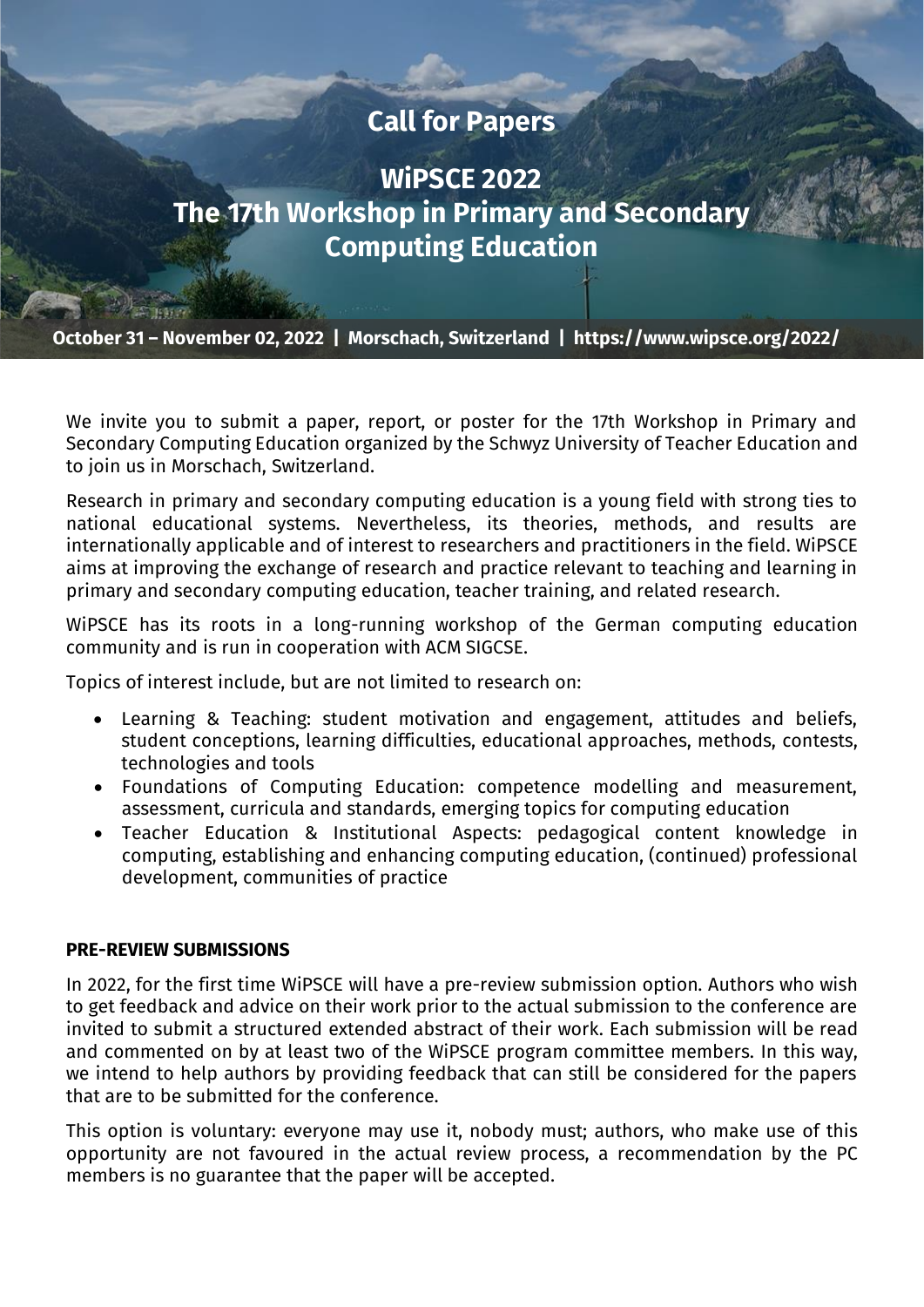# Call for Papers

## WiPSCE 2022
## The 17th Workshop in Primary and Secondary Computing Education

**October 31 – November 02, 2022 | Morschach, Switzerland | https://www.wipsce.org/2022/**

We invite you to submit a paper, report, or poster for the 17th Workshop in Primary and Secondary Computing Education organized by the Schwyz University of Teacher Education and to join us in Morschach, Switzerland.

Research in primary and secondary computing education is a young field with strong ties to national educational systems. Nevertheless, its theories, methods, and results are internationally applicable and of interest to researchers and practitioners in the field. WiPSCE aims at improving the exchange of research and practice relevant to teaching and learning in primary and secondary computing education, teacher training, and related research.

WiPSCE has its roots in a long-running workshop of the German computing education community and is run in cooperation with ACM SIGCSE.

Topics of interest include, but are not limited to research on:

- Learning & Teaching: student motivation and engagement, attitudes and beliefs, student conceptions, learning difficulties, educational approaches, methods, contests, technologies and tools
- Foundations of Computing Education: competence modelling and measurement, assessment, curricula and standards, emerging topics for computing education
- Teacher Education & Institutional Aspects: pedagogical content knowledge in computing, establishing and enhancing computing education, (continued) professional development, communities of practice

**PRE-REVIEW SUBMISSIONS**

In 2022, for the first time WiPSCE will have a pre-review submission option. Authors who wish to get feedback and advice on their work prior to the actual submission to the conference are invited to submit a structured extended abstract of their work. Each submission will be read and commented on by at least two of the WiPSCE program committee members. In this way, we intend to help authors by providing feedback that can still be considered for the papers that are to be submitted for the conference.

This option is voluntary: everyone may use it, nobody must; authors, who make use of this opportunity are not favoured in the actual review process, a recommendation by the PC members is no guarantee that the paper will be accepted.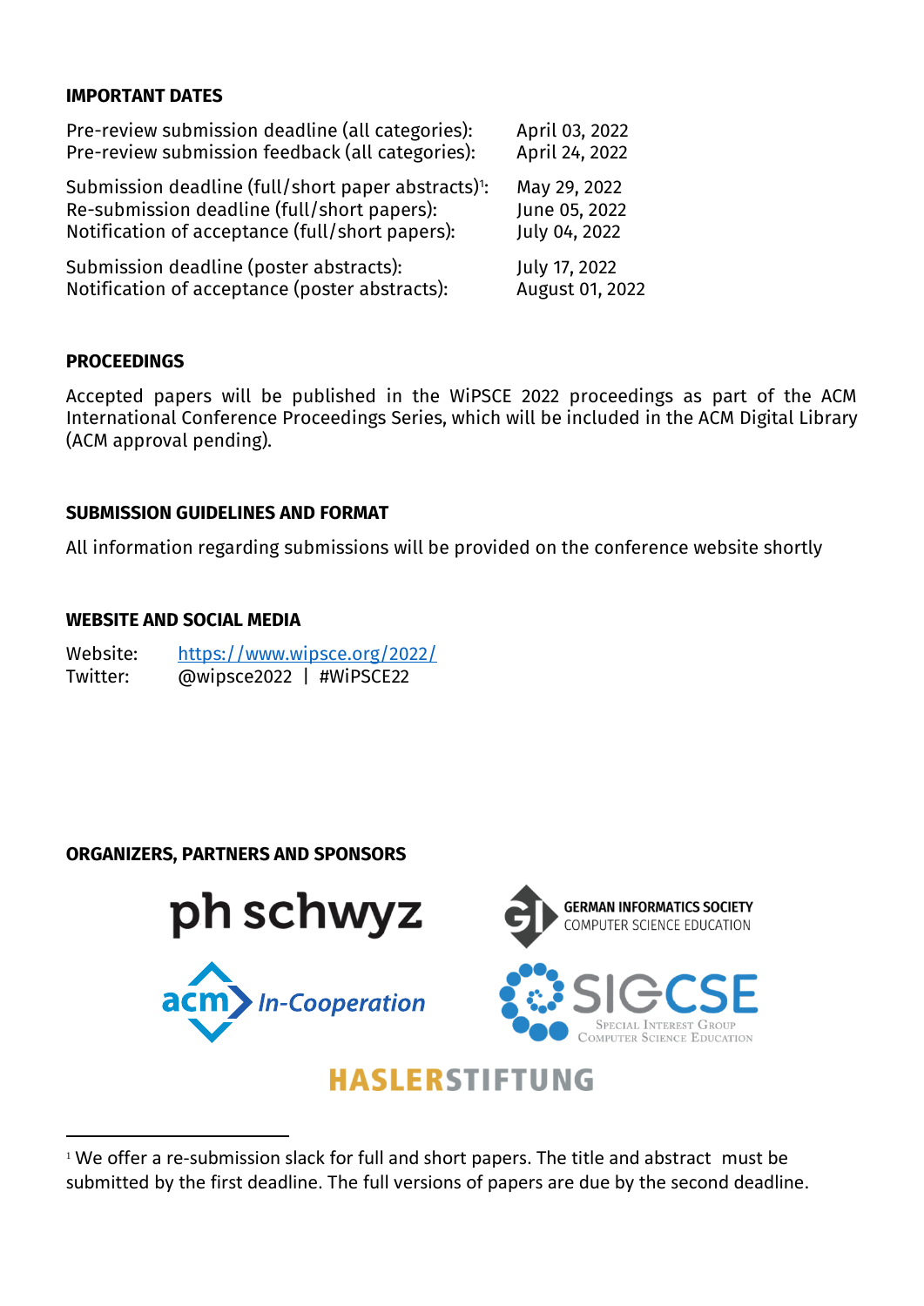## IMPORTANT DATES

| | |
|---|---|
| Pre-review submission deadline (all categories): | April 03, 2022 |
| Pre-review submission feedback (all categories): | April 24, 2022 |
| Submission deadline (full/short paper abstracts)[1]: | May 29, 2022 |
| Re-submission deadline (full/short papers): | June 05, 2022 |
| Notification of acceptance (full/short papers): | July 04, 2022 |
| Submission deadline (poster abstracts): | July 17, 2022 |
| Notification of acceptance (poster abstracts): | August 01, 2022 |

## PROCEEDINGS

Accepted papers will be published in the WiPSCE 2022 proceedings as part of the ACM International Conference Proceedings Series, which will be included in the ACM Digital Library (ACM approval pending).

## SUBMISSION GUIDELINES AND FORMAT

All information regarding submissions will be provided on the conference website shortly

## WEBSITE AND SOCIAL MEDIA

Website: https://www.wipsce.org/2022/
Twitter: @wipsce2022 | #WiPSCE22

## ORGANIZERS, PARTNERS AND SPONSORS

ph schwyz

GERMAN INFORMATICS SOCIETY
COMPUTER SCIENCE EDUCATION

acm In-Cooperation

SIGCSE
Special Interest Group Computer Science Education

HASLERSTIFTUNG

[1] We offer a re-submission slack for full and short papers. The title and abstract must be submitted by the first deadline. The full versions of papers are due by the second deadline.